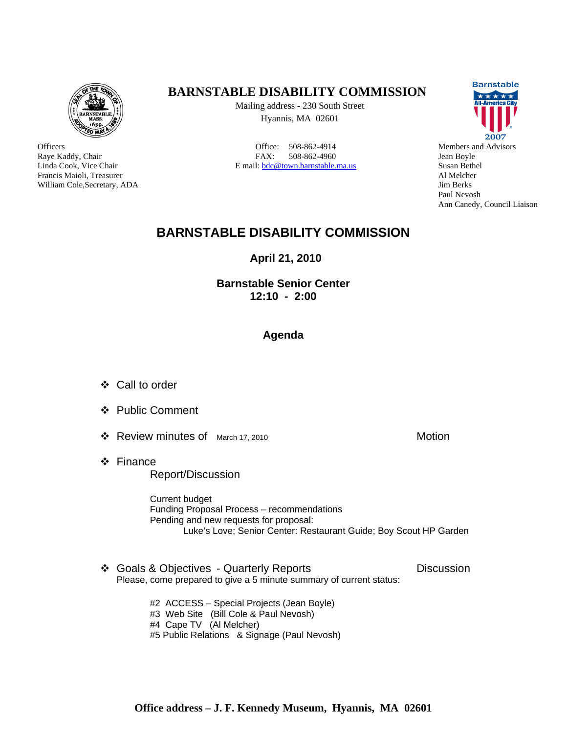# BARNSTABLE DISABILITY COMMISSION

Mailing address - 230 South Street
Hyannis, MA 02601

Office: 508-862-4914
FAX: 508-862-4960
E mail: bdc@town.barnstable.ma.us

Officers
Raye Kaddy, Chair
Linda Cook, Vice Chair
Francis Maioli, Treasurer
William Cole, Secretary, ADA

Members and Advisors
Jean Boyle
Susan Bethel
Al Melcher
Jim Berks
Paul Nevosh
Ann Canedy, Council Liaison

## BARNSTABLE DISABILITY COMMISSION

**April 21, 2010**

**Barnstable Senior Center**
**12:10 - 2:00**

### Agenda

- Call to order
- Public Comment
- Review minutes of March 17, 2010 — Motion
- Finance
  Report/Discussion

  Current budget
  Funding Proposal Process – recommendations
  Pending and new requests for proposal:
  Luke's Love; Senior Center: Restaurant Guide; Boy Scout HP Garden

- Goals & Objectives - Quarterly Reports — Discussion
  Please, come prepared to give a 5 minute summary of current status:

  #2 ACCESS – Special Projects (Jean Boyle)
  #3 Web Site (Bill Cole & Paul Nevosh)
  #4 Cape TV (Al Melcher)
  #5 Public Relations & Signage (Paul Nevosh)

**Office address – J. F. Kennedy Museum, Hyannis, MA 02601**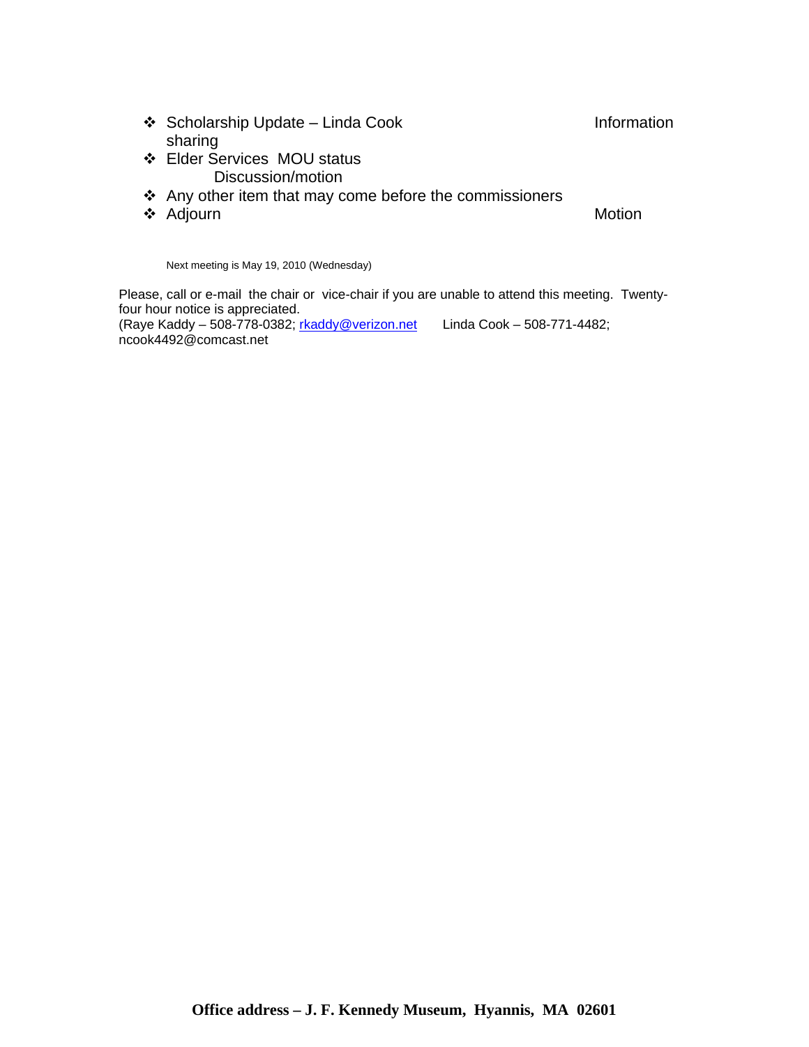- Scholarship Update – Linda Cook                                    Information sharing
- Elder Services MOU status
  Discussion/motion
- Any other item that may come before the commissioners
- Adjourn                                    Motion

Next meeting is May 19, 2010 (Wednesday)

Please, call or e-mail the chair or vice-chair if you are unable to attend this meeting. Twenty-four hour notice is appreciated.
(Raye Kaddy – 508-778-0382; rkaddy@verizon.net     Linda Cook – 508-771-4482; ncook4492@comcast.net

**Office address – J. F. Kennedy Museum, Hyannis, MA 02601**